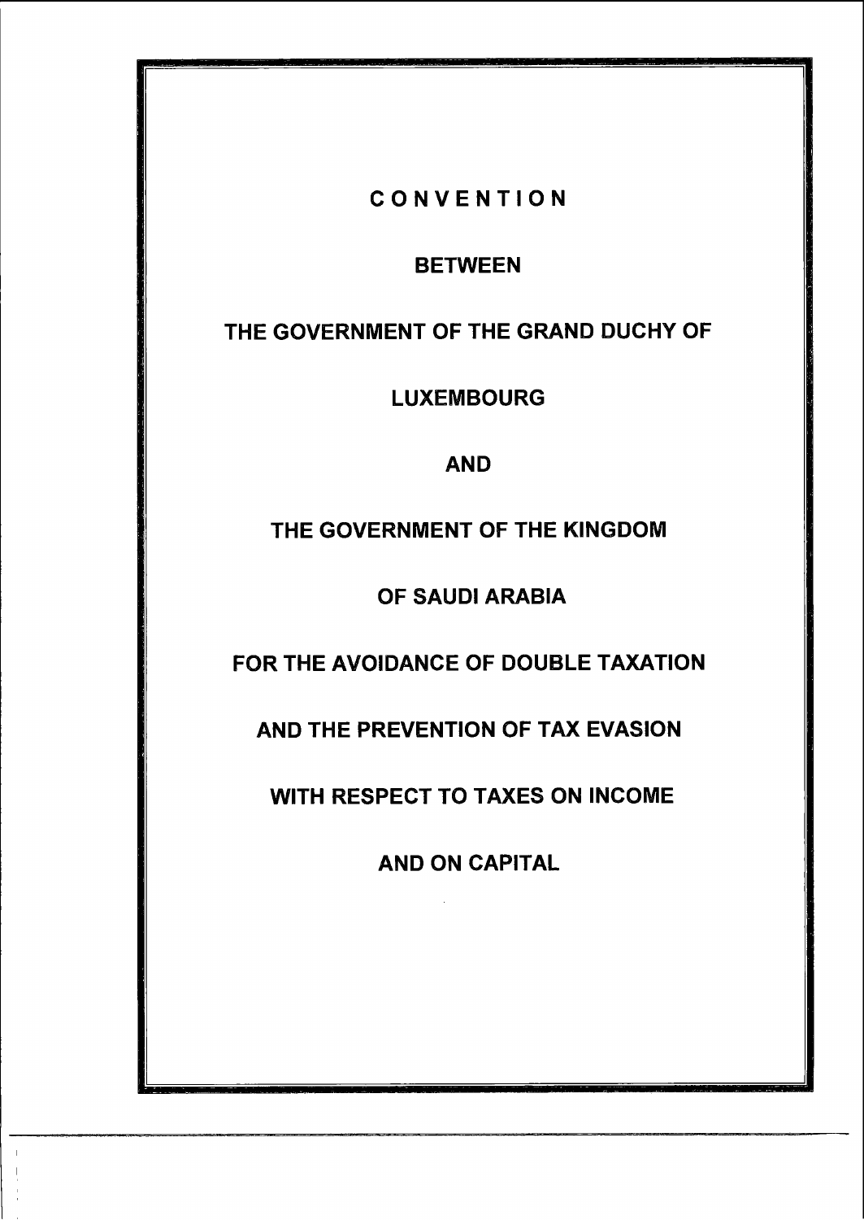# CONVENTION

**BETWEEN**

**THE GOVERNMENT OF THE GRAND DUCHY OF LUXEMBOURG**

**AND**

**THE GOVERNMENT OF THE KINGDOM OF SAUDI ARABIA**

**FOR THE AVOIDANCE OF DOUBLE TAXATION AND THE PREVENTION OF TAX EVASION WITH RESPECT TO TAXES ON INCOME AND ON CAPITAL**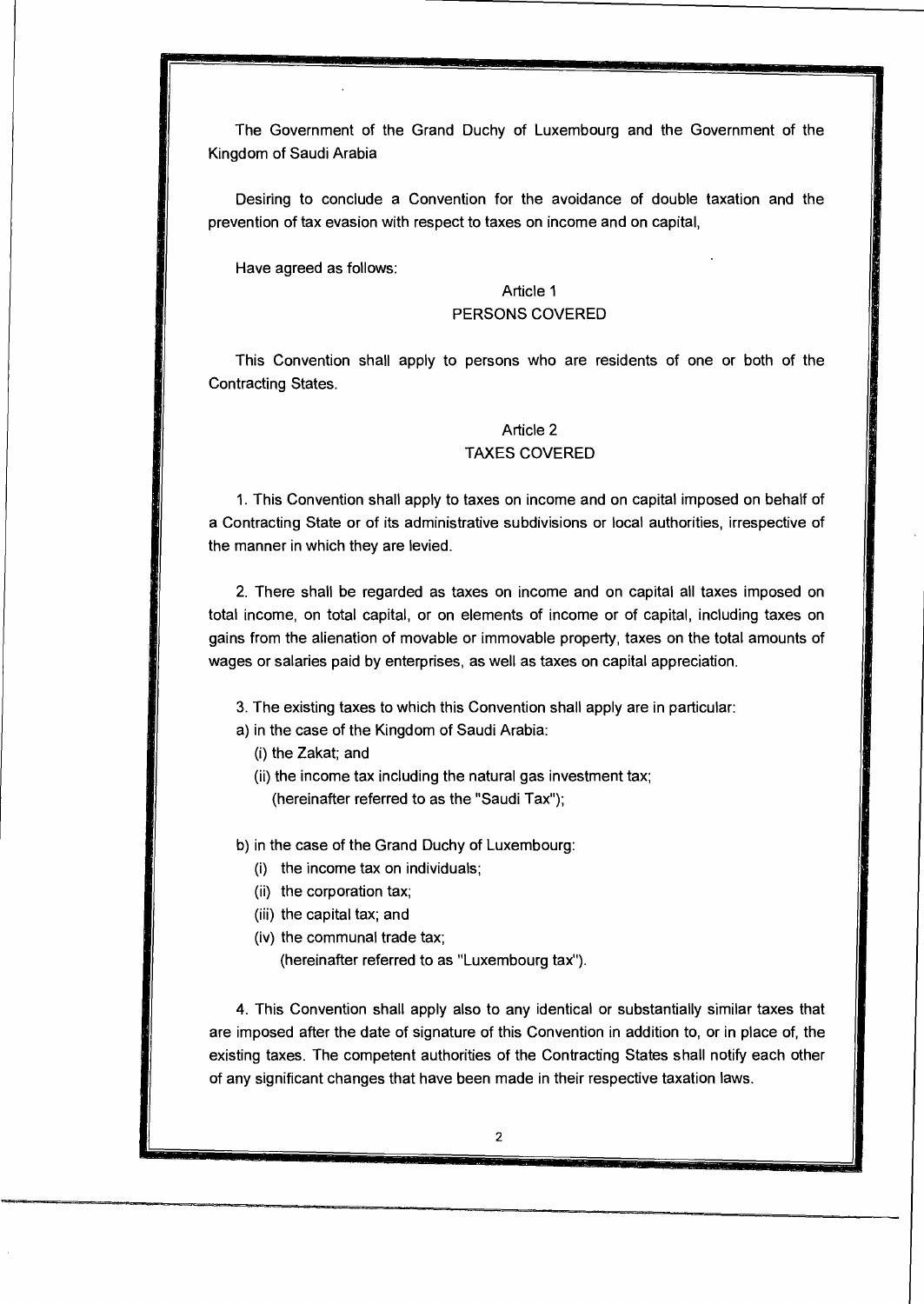The Government of the Grand Duchy of Luxembourg and the Government of the Kingdom of Saudi Arabia

Desiring to conclude a Convention for the avoidance of double taxation and the prevention of tax evasion with respect to taxes on income and on capital,

Have agreed as follows:

## Article 1
## PERSONS COVERED

This Convention shall apply to persons who are residents of one or both of the Contracting States.

## Article 2
## TAXES COVERED

1. This Convention shall apply to taxes on income and on capital imposed on behalf of a Contracting State or of its administrative subdivisions or local authorities, irrespective of the manner in which they are levied.

2. There shall be regarded as taxes on income and on capital all taxes imposed on total income, on total capital, or on elements of income or of capital, including taxes on gains from the alienation of movable or immovable property, taxes on the total amounts of wages or salaries paid by enterprises, as well as taxes on capital appreciation.

3. The existing taxes to which this Convention shall apply are in particular:

a) in the case of the Kingdom of Saudi Arabia:

(i) the Zakat; and

(ii) the income tax including the natural gas investment tax;
(hereinafter referred to as the "Saudi Tax");

b) in the case of the Grand Duchy of Luxembourg:

(i) the income tax on individuals;

(ii) the corporation tax;

(iii) the capital tax; and

(iv) the communal trade tax;
(hereinafter referred to as "Luxembourg tax").

4. This Convention shall apply also to any identical or substantially similar taxes that are imposed after the date of signature of this Convention in addition to, or in place of, the existing taxes. The competent authorities of the Contracting States shall notify each other of any significant changes that have been made in their respective taxation laws.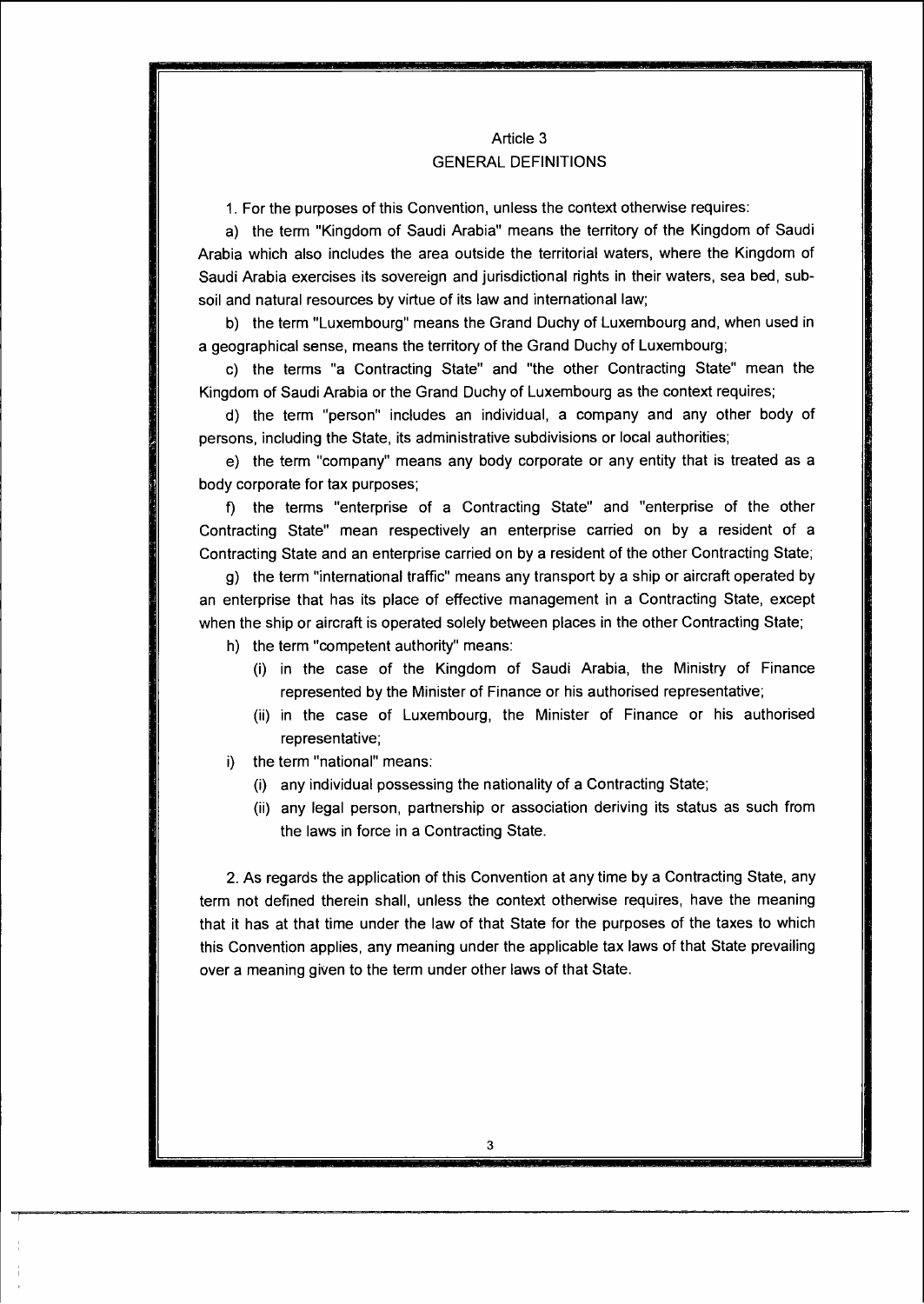## Article 3
## GENERAL DEFINITIONS

1. For the purposes of this Convention, unless the context otherwise requires:

a) the term "Kingdom of Saudi Arabia" means the territory of the Kingdom of Saudi Arabia which also includes the area outside the territorial waters, where the Kingdom of Saudi Arabia exercises its sovereign and jurisdictional rights in their waters, sea bed, sub-soil and natural resources by virtue of its law and international law;

b) the term "Luxembourg" means the Grand Duchy of Luxembourg and, when used in a geographical sense, means the territory of the Grand Duchy of Luxembourg;

c) the terms "a Contracting State" and "the other Contracting State" mean the Kingdom of Saudi Arabia or the Grand Duchy of Luxembourg as the context requires;

d) the term "person" includes an individual, a company and any other body of persons, including the State, its administrative subdivisions or local authorities;

e) the term "company" means any body corporate or any entity that is treated as a body corporate for tax purposes;

f) the terms "enterprise of a Contracting State" and "enterprise of the other Contracting State" mean respectively an enterprise carried on by a resident of a Contracting State and an enterprise carried on by a resident of the other Contracting State;

g) the term "international traffic" means any transport by a ship or aircraft operated by an enterprise that has its place of effective management in a Contracting State, except when the ship or aircraft is operated solely between places in the other Contracting State;

h) the term "competent authority" means:

   (i) in the case of the Kingdom of Saudi Arabia, the Ministry of Finance represented by the Minister of Finance or his authorised representative;

   (ii) in the case of Luxembourg, the Minister of Finance or his authorised representative;

i) the term "national" means:

   (i) any individual possessing the nationality of a Contracting State;

   (ii) any legal person, partnership or association deriving its status as such from the laws in force in a Contracting State.

2. As regards the application of this Convention at any time by a Contracting State, any term not defined therein shall, unless the context otherwise requires, have the meaning that it has at that time under the law of that State for the purposes of the taxes to which this Convention applies, any meaning under the applicable tax laws of that State prevailing over a meaning given to the term under other laws of that State.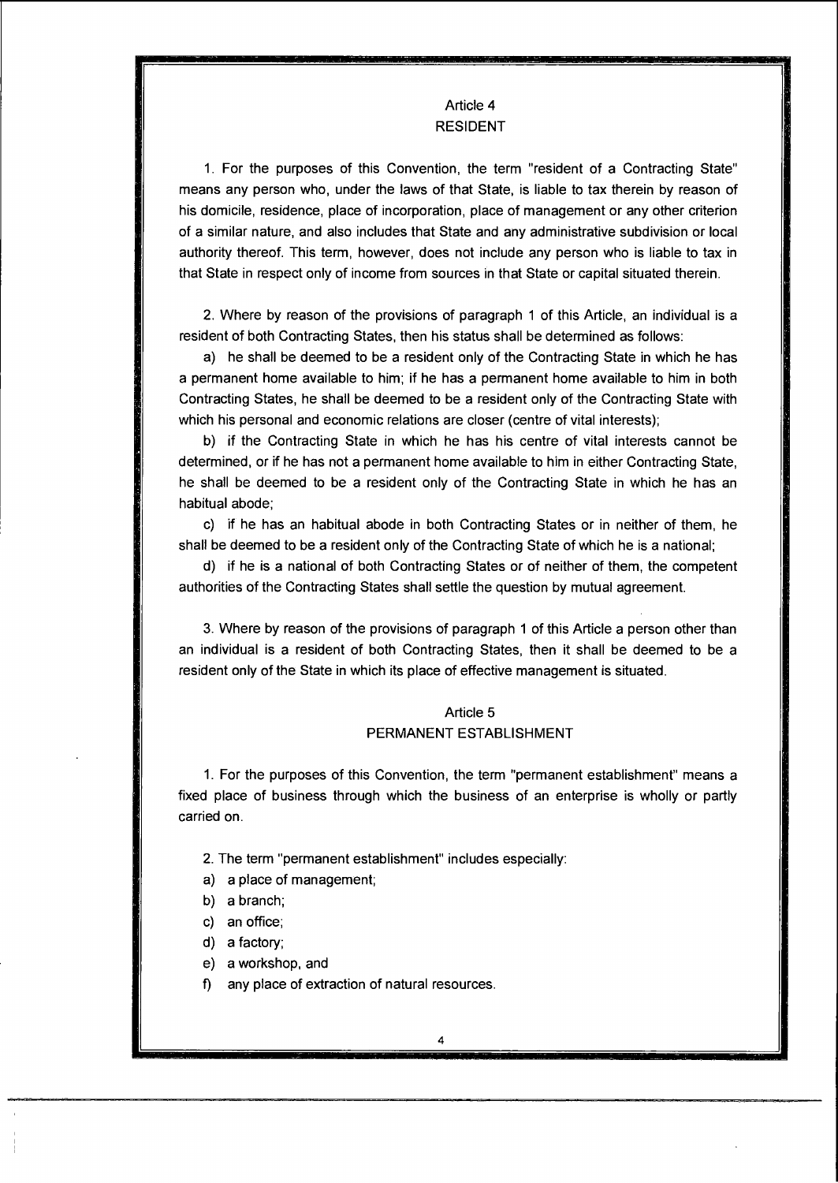## Article 4
## RESIDENT

1. For the purposes of this Convention, the term "resident of a Contracting State" means any person who, under the laws of that State, is liable to tax therein by reason of his domicile, residence, place of incorporation, place of management or any other criterion of a similar nature, and also includes that State and any administrative subdivision or local authority thereof. This term, however, does not include any person who is liable to tax in that State in respect only of income from sources in that State or capital situated therein.

2. Where by reason of the provisions of paragraph 1 of this Article, an individual is a resident of both Contracting States, then his status shall be determined as follows:

a) he shall be deemed to be a resident only of the Contracting State in which he has a permanent home available to him; if he has a permanent home available to him in both Contracting States, he shall be deemed to be a resident only of the Contracting State with which his personal and economic relations are closer (centre of vital interests);

b) if the Contracting State in which he has his centre of vital interests cannot be determined, or if he has not a permanent home available to him in either Contracting State, he shall be deemed to be a resident only of the Contracting State in which he has an habitual abode;

c) if he has an habitual abode in both Contracting States or in neither of them, he shall be deemed to be a resident only of the Contracting State of which he is a national;

d) if he is a national of both Contracting States or of neither of them, the competent authorities of the Contracting States shall settle the question by mutual agreement.

3. Where by reason of the provisions of paragraph 1 of this Article a person other than an individual is a resident of both Contracting States, then it shall be deemed to be a resident only of the State in which its place of effective management is situated.

## Article 5
## PERMANENT ESTABLISHMENT

1. For the purposes of this Convention, the term "permanent establishment" means a fixed place of business through which the business of an enterprise is wholly or partly carried on.

2. The term "permanent establishment" includes especially:

a) a place of management;

b) a branch;

c) an office;

d) a factory;

e) a workshop, and

f) any place of extraction of natural resources.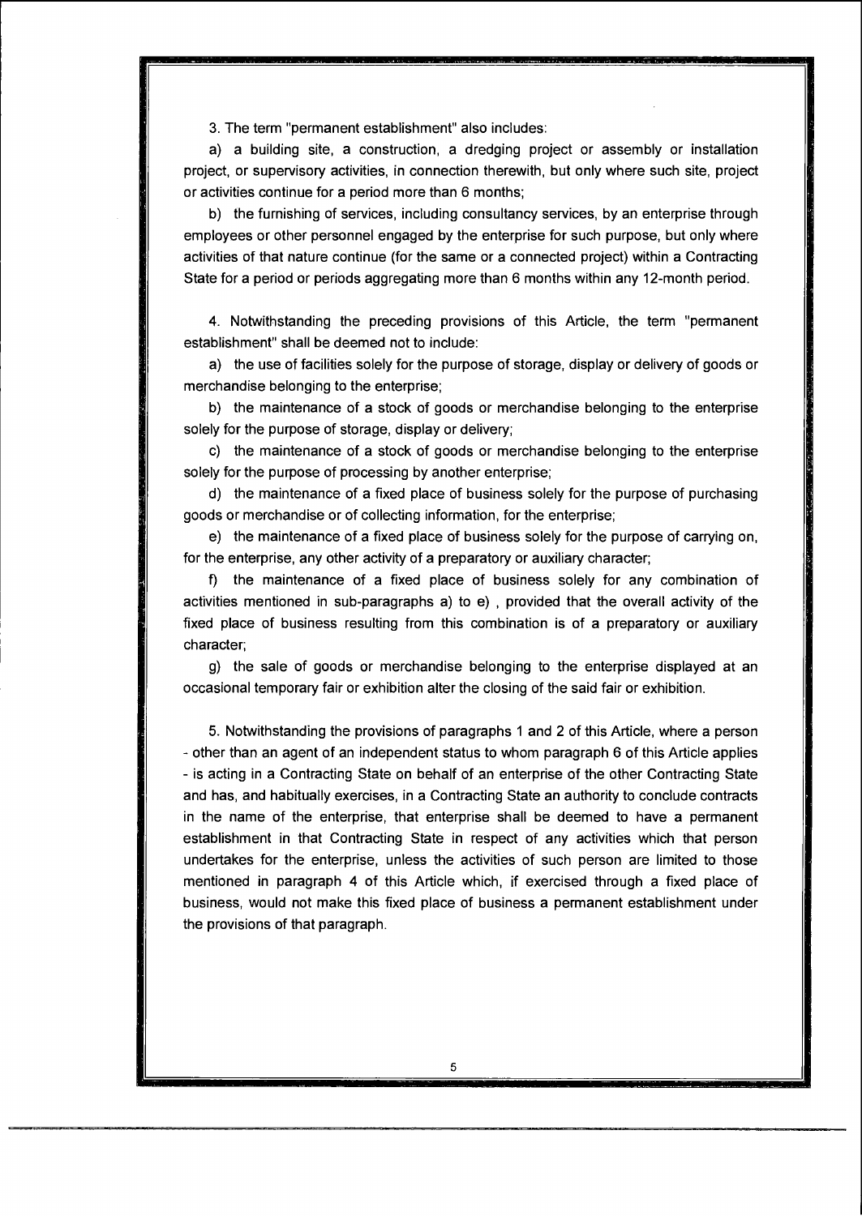3. The term "permanent establishment" also includes:

a) a building site, a construction, a dredging project or assembly or installation project, or supervisory activities, in connection therewith, but only where such site, project or activities continue for a period more than 6 months;

b) the furnishing of services, including consultancy services, by an enterprise through employees or other personnel engaged by the enterprise for such purpose, but only where activities of that nature continue (for the same or a connected project) within a Contracting State for a period or periods aggregating more than 6 months within any 12-month period.

4. Notwithstanding the preceding provisions of this Article, the term "permanent establishment" shall be deemed not to include:

a) the use of facilities solely for the purpose of storage, display or delivery of goods or merchandise belonging to the enterprise;

b) the maintenance of a stock of goods or merchandise belonging to the enterprise solely for the purpose of storage, display or delivery;

c) the maintenance of a stock of goods or merchandise belonging to the enterprise solely for the purpose of processing by another enterprise;

d) the maintenance of a fixed place of business solely for the purpose of purchasing goods or merchandise or of collecting information, for the enterprise;

e) the maintenance of a fixed place of business solely for the purpose of carrying on, for the enterprise, any other activity of a preparatory or auxiliary character;

f) the maintenance of a fixed place of business solely for any combination of activities mentioned in sub-paragraphs a) to e) , provided that the overall activity of the fixed place of business resulting from this combination is of a preparatory or auxiliary character;

g) the sale of goods or merchandise belonging to the enterprise displayed at an occasional temporary fair or exhibition alter the closing of the said fair or exhibition.

5. Notwithstanding the provisions of paragraphs 1 and 2 of this Article, where a person - other than an agent of an independent status to whom paragraph 6 of this Article applies - is acting in a Contracting State on behalf of an enterprise of the other Contracting State and has, and habitually exercises, in a Contracting State an authority to conclude contracts in the name of the enterprise, that enterprise shall be deemed to have a permanent establishment in that Contracting State in respect of any activities which that person undertakes for the enterprise, unless the activities of such person are limited to those mentioned in paragraph 4 of this Article which, if exercised through a fixed place of business, would not make this fixed place of business a permanent establishment under the provisions of that paragraph.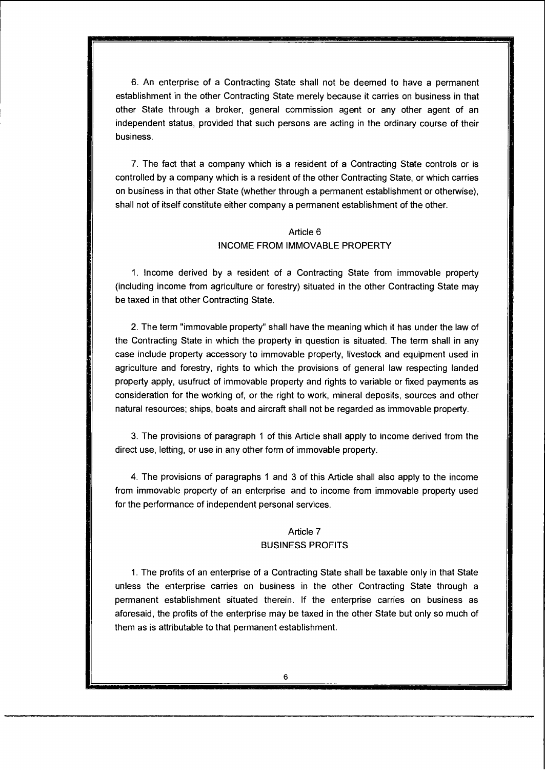6. An enterprise of a Contracting State shall not be deemed to have a permanent establishment in the other Contracting State merely because it carries on business in that other State through a broker, general commission agent or any other agent of an independent status, provided that such persons are acting in the ordinary course of their business.

7. The fact that a company which is a resident of a Contracting State controls or is controlled by a company which is a resident of the other Contracting State, or which carries on business in that other State (whether through a permanent establishment or otherwise), shall not of itself constitute either company a permanent establishment of the other.

## Article 6
## INCOME FROM IMMOVABLE PROPERTY

1. Income derived by a resident of a Contracting State from immovable property (including income from agriculture or forestry) situated in the other Contracting State may be taxed in that other Contracting State.

2. The term "immovable property" shall have the meaning which it has under the law of the Contracting State in which the property in question is situated. The term shall in any case include property accessory to immovable property, livestock and equipment used in agriculture and forestry, rights to which the provisions of general law respecting landed property apply, usufruct of immovable property and rights to variable or fixed payments as consideration for the working of, or the right to work, mineral deposits, sources and other natural resources; ships, boats and aircraft shall not be regarded as immovable property.

3. The provisions of paragraph 1 of this Article shall apply to income derived from the direct use, letting, or use in any other form of immovable property.

4. The provisions of paragraphs 1 and 3 of this Article shall also apply to the income from immovable property of an enterprise and to income from immovable property used for the performance of independent personal services.

## Article 7
## BUSINESS PROFITS

1. The profits of an enterprise of a Contracting State shall be taxable only in that State unless the enterprise carries on business in the other Contracting State through a permanent establishment situated therein. If the enterprise carries on business as aforesaid, the profits of the enterprise may be taxed in the other State but only so much of them as is attributable to that permanent establishment.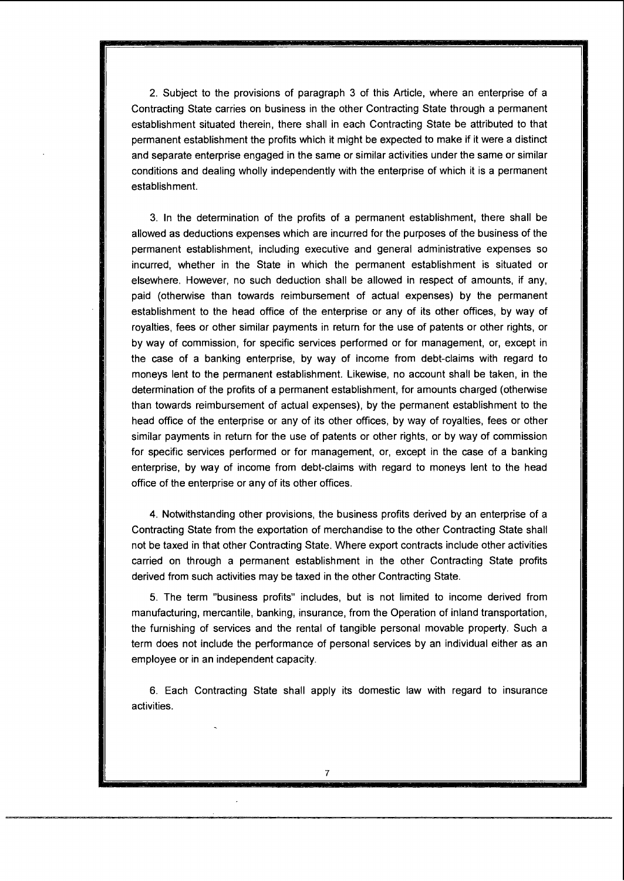2. Subject to the provisions of paragraph 3 of this Article, where an enterprise of a Contracting State carries on business in the other Contracting State through a permanent establishment situated therein, there shall in each Contracting State be attributed to that permanent establishment the profits which it might be expected to make if it were a distinct and separate enterprise engaged in the same or similar activities under the same or similar conditions and dealing wholly independently with the enterprise of which it is a permanent establishment.

3. In the determination of the profits of a permanent establishment, there shall be allowed as deductions expenses which are incurred for the purposes of the business of the permanent establishment, including executive and general administrative expenses so incurred, whether in the State in which the permanent establishment is situated or elsewhere. However, no such deduction shall be allowed in respect of amounts, if any, paid (otherwise than towards reimbursement of actual expenses) by the permanent establishment to the head office of the enterprise or any of its other offices, by way of royalties, fees or other similar payments in return for the use of patents or other rights, or by way of commission, for specific services performed or for management, or, except in the case of a banking enterprise, by way of income from debt-claims with regard to moneys lent to the permanent establishment. Likewise, no account shall be taken, in the determination of the profits of a permanent establishment, for amounts charged (otherwise than towards reimbursement of actual expenses), by the permanent establishment to the head office of the enterprise or any of its other offices, by way of royalties, fees or other similar payments in return for the use of patents or other rights, or by way of commission for specific services performed or for management, or, except in the case of a banking enterprise, by way of income from debt-claims with regard to moneys lent to the head office of the enterprise or any of its other offices.

4. Notwithstanding other provisions, the business profits derived by an enterprise of a Contracting State from the exportation of merchandise to the other Contracting State shall not be taxed in that other Contracting State. Where export contracts include other activities carried on through a permanent establishment in the other Contracting State profits derived from such activities may be taxed in the other Contracting State.

5. The term "business profits" includes, but is not limited to income derived from manufacturing, mercantile, banking, insurance, from the Operation of inland transportation, the furnishing of services and the rental of tangible personal movable property. Such a term does not include the performance of personal services by an individual either as an employee or in an independent capacity.

6. Each Contracting State shall apply its domestic law with regard to insurance activities.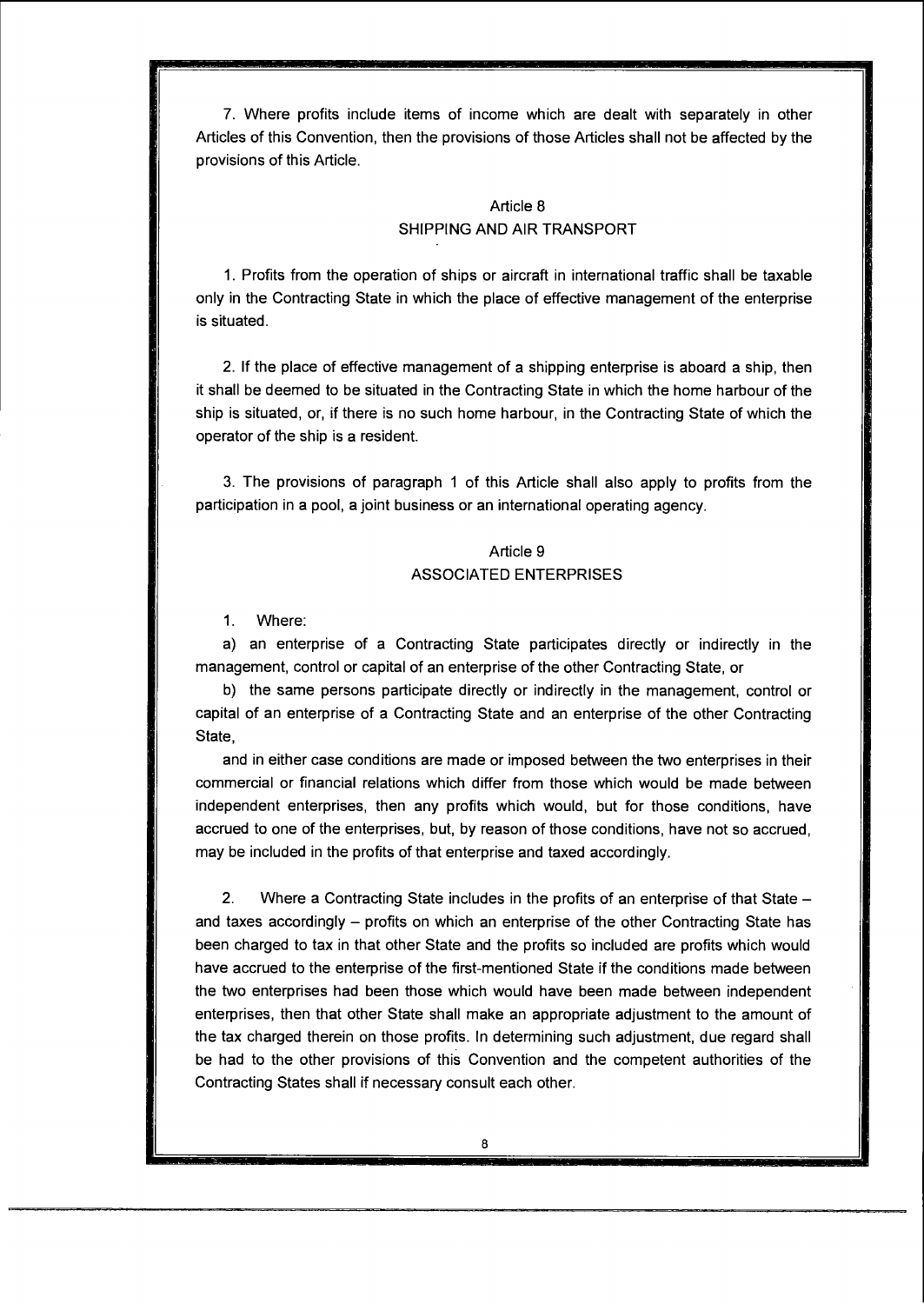7. Where profits include items of income which are dealt with separately in other Articles of this Convention, then the provisions of those Articles shall not be affected by the provisions of this Article.

## Article 8
## SHIPPING AND AIR TRANSPORT

1. Profits from the operation of ships or aircraft in international traffic shall be taxable only in the Contracting State in which the place of effective management of the enterprise is situated.

2. If the place of effective management of a shipping enterprise is aboard a ship, then it shall be deemed to be situated in the Contracting State in which the home harbour of the ship is situated, or, if there is no such home harbour, in the Contracting State of which the operator of the ship is a resident.

3. The provisions of paragraph 1 of this Article shall also apply to profits from the participation in a pool, a joint business or an international operating agency.

## Article 9
## ASSOCIATED ENTERPRISES

1. Where:

a) an enterprise of a Contracting State participates directly or indirectly in the management, control or capital of an enterprise of the other Contracting State, or

b) the same persons participate directly or indirectly in the management, control or capital of an enterprise of a Contracting State and an enterprise of the other Contracting State,

and in either case conditions are made or imposed between the two enterprises in their commercial or financial relations which differ from those which would be made between independent enterprises, then any profits which would, but for those conditions, have accrued to one of the enterprises, but, by reason of those conditions, have not so accrued, may be included in the profits of that enterprise and taxed accordingly.

2. Where a Contracting State includes in the profits of an enterprise of that State – and taxes accordingly – profits on which an enterprise of the other Contracting State has been charged to tax in that other State and the profits so included are profits which would have accrued to the enterprise of the first-mentioned State if the conditions made between the two enterprises had been those which would have been made between independent enterprises, then that other State shall make an appropriate adjustment to the amount of the tax charged therein on those profits. In determining such adjustment, due regard shall be had to the other provisions of this Convention and the competent authorities of the Contracting States shall if necessary consult each other.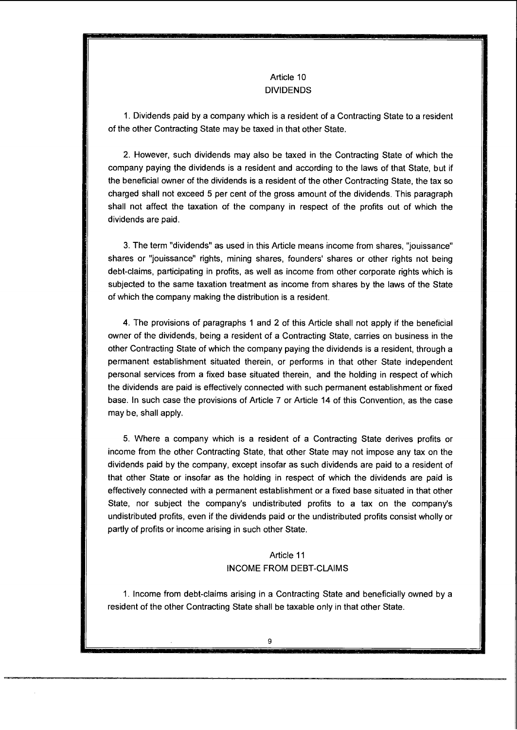## Article 10
## DIVIDENDS

1. Dividends paid by a company which is a resident of a Contracting State to a resident of the other Contracting State may be taxed in that other State.

2. However, such dividends may also be taxed in the Contracting State of which the company paying the dividends is a resident and according to the laws of that State, but if the beneficial owner of the dividends is a resident of the other Contracting State, the tax so charged shall not exceed 5 per cent of the gross amount of the dividends. This paragraph shall not affect the taxation of the company in respect of the profits out of which the dividends are paid.

3. The term "dividends" as used in this Article means income from shares, "jouissance" shares or "jouissance" rights, mining shares, founders' shares or other rights not being debt-claims, participating in profits, as well as income from other corporate rights which is subjected to the same taxation treatment as income from shares by the laws of the State of which the company making the distribution is a resident.

4. The provisions of paragraphs 1 and 2 of this Article shall not apply if the beneficial owner of the dividends, being a resident of a Contracting State, carries on business in the other Contracting State of which the company paying the dividends is a resident, through a permanent establishment situated therein, or performs in that other State independent personal services from a fixed base situated therein, and the holding in respect of which the dividends are paid is effectively connected with such permanent establishment or fixed base. In such case the provisions of Article 7 or Article 14 of this Convention, as the case may be, shall apply.

5. Where a company which is a resident of a Contracting State derives profits or income from the other Contracting State, that other State may not impose any tax on the dividends paid by the company, except insofar as such dividends are paid to a resident of that other State or insofar as the holding in respect of which the dividends are paid is effectively connected with a permanent establishment or a fixed base situated in that other State, nor subject the company's undistributed profits to a tax on the company's undistributed profits, even if the dividends paid or the undistributed profits consist wholly or partly of profits or income arising in such other State.

## Article 11
## INCOME FROM DEBT-CLAIMS

1. Income from debt-claims arising in a Contracting State and beneficially owned by a resident of the other Contracting State shall be taxable only in that other State.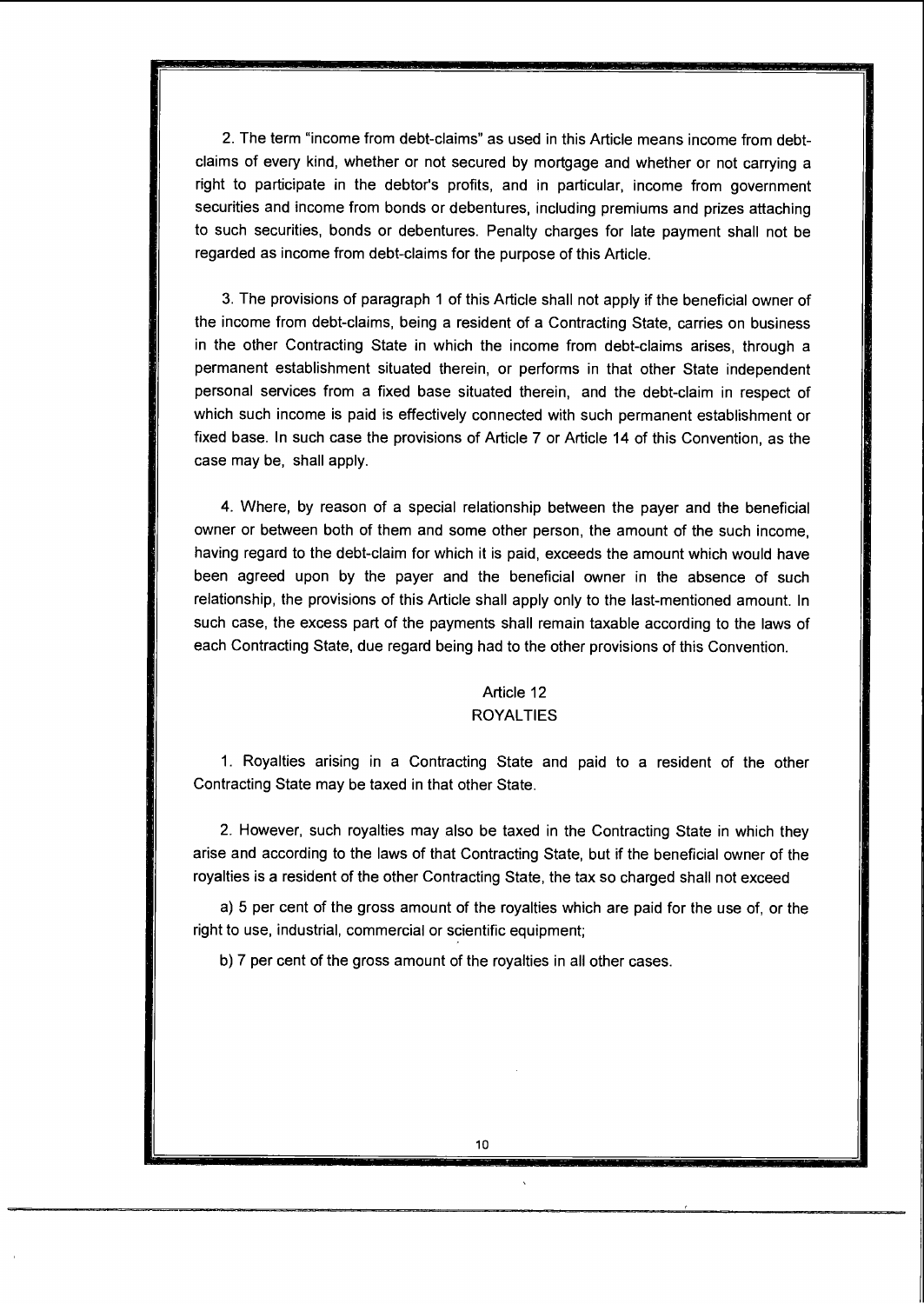2. The term "income from debt-claims" as used in this Article means income from debt-claims of every kind, whether or not secured by mortgage and whether or not carrying a right to participate in the debtor's profits, and in particular, income from government securities and income from bonds or debentures, including premiums and prizes attaching to such securities, bonds or debentures. Penalty charges for late payment shall not be regarded as income from debt-claims for the purpose of this Article.

3. The provisions of paragraph 1 of this Article shall not apply if the beneficial owner of the income from debt-claims, being a resident of a Contracting State, carries on business in the other Contracting State in which the income from debt-claims arises, through a permanent establishment situated therein, or performs in that other State independent personal services from a fixed base situated therein, and the debt-claim in respect of which such income is paid is effectively connected with such permanent establishment or fixed base. In such case the provisions of Article 7 or Article 14 of this Convention, as the case may be, shall apply.

4. Where, by reason of a special relationship between the payer and the beneficial owner or between both of them and some other person, the amount of the such income, having regard to the debt-claim for which it is paid, exceeds the amount which would have been agreed upon by the payer and the beneficial owner in the absence of such relationship, the provisions of this Article shall apply only to the last-mentioned amount. In such case, the excess part of the payments shall remain taxable according to the laws of each Contracting State, due regard being had to the other provisions of this Convention.

## Article 12
## ROYALTIES

1. Royalties arising in a Contracting State and paid to a resident of the other Contracting State may be taxed in that other State.

2. However, such royalties may also be taxed in the Contracting State in which they arise and according to the laws of that Contracting State, but if the beneficial owner of the royalties is a resident of the other Contracting State, the tax so charged shall not exceed

a) 5 per cent of the gross amount of the royalties which are paid for the use of, or the right to use, industrial, commercial or scientific equipment;

b) 7 per cent of the gross amount of the royalties in all other cases.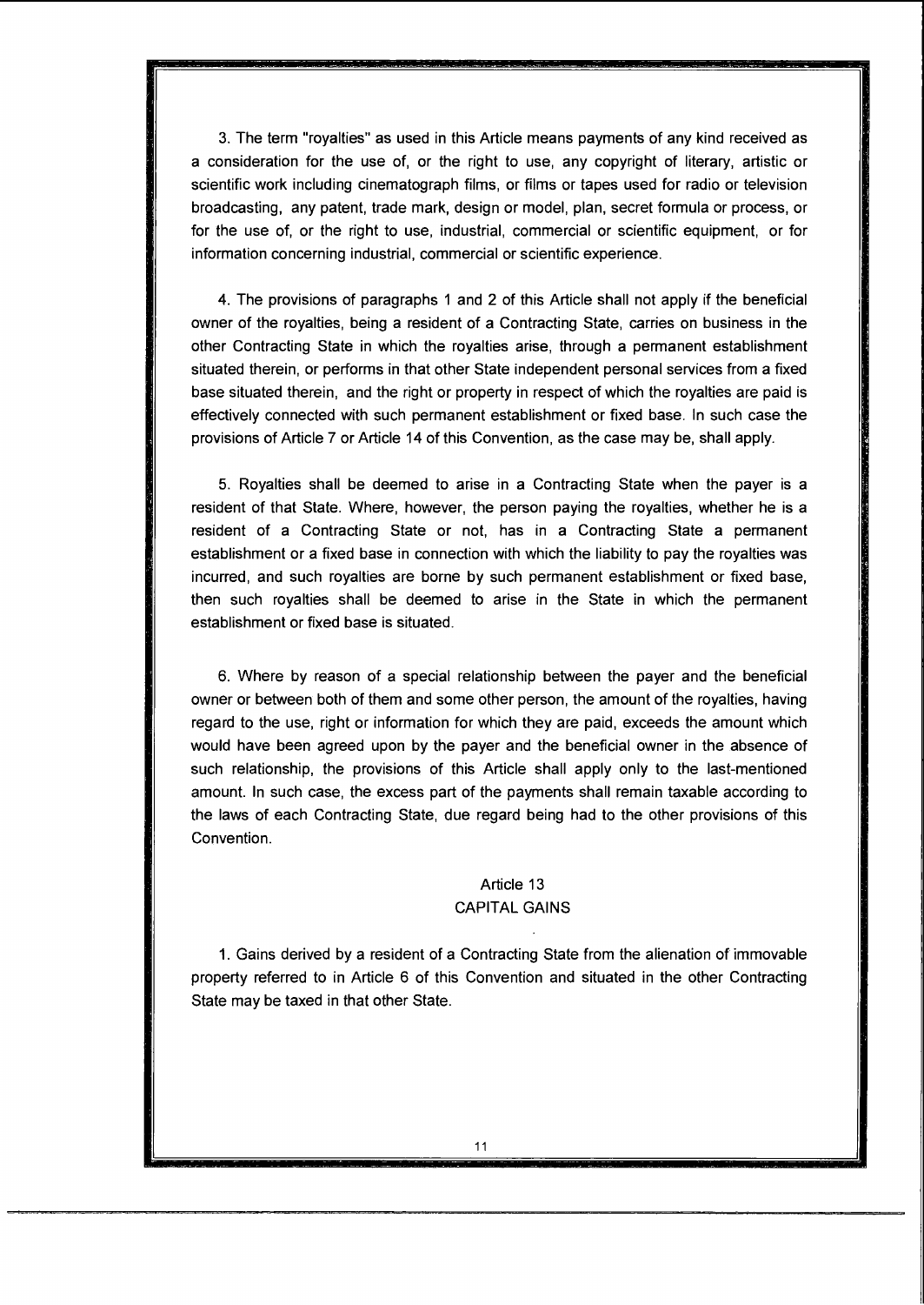3. The term "royalties" as used in this Article means payments of any kind received as a consideration for the use of, or the right to use, any copyright of literary, artistic or scientific work including cinematograph films, or films or tapes used for radio or television broadcasting, any patent, trade mark, design or model, plan, secret formula or process, or for the use of, or the right to use, industrial, commercial or scientific equipment, or for information concerning industrial, commercial or scientific experience.

4. The provisions of paragraphs 1 and 2 of this Article shall not apply if the beneficial owner of the royalties, being a resident of a Contracting State, carries on business in the other Contracting State in which the royalties arise, through a permanent establishment situated therein, or performs in that other State independent personal services from a fixed base situated therein, and the right or property in respect of which the royalties are paid is effectively connected with such permanent establishment or fixed base. In such case the provisions of Article 7 or Article 14 of this Convention, as the case may be, shall apply.

5. Royalties shall be deemed to arise in a Contracting State when the payer is a resident of that State. Where, however, the person paying the royalties, whether he is a resident of a Contracting State or not, has in a Contracting State a permanent establishment or a fixed base in connection with which the liability to pay the royalties was incurred, and such royalties are borne by such permanent establishment or fixed base, then such royalties shall be deemed to arise in the State in which the permanent establishment or fixed base is situated.

6. Where by reason of a special relationship between the payer and the beneficial owner or between both of them and some other person, the amount of the royalties, having regard to the use, right or information for which they are paid, exceeds the amount which would have been agreed upon by the payer and the beneficial owner in the absence of such relationship, the provisions of this Article shall apply only to the last-mentioned amount. In such case, the excess part of the payments shall remain taxable according to the laws of each Contracting State, due regard being had to the other provisions of this Convention.

## Article 13
## CAPITAL GAINS

1. Gains derived by a resident of a Contracting State from the alienation of immovable property referred to in Article 6 of this Convention and situated in the other Contracting State may be taxed in that other State.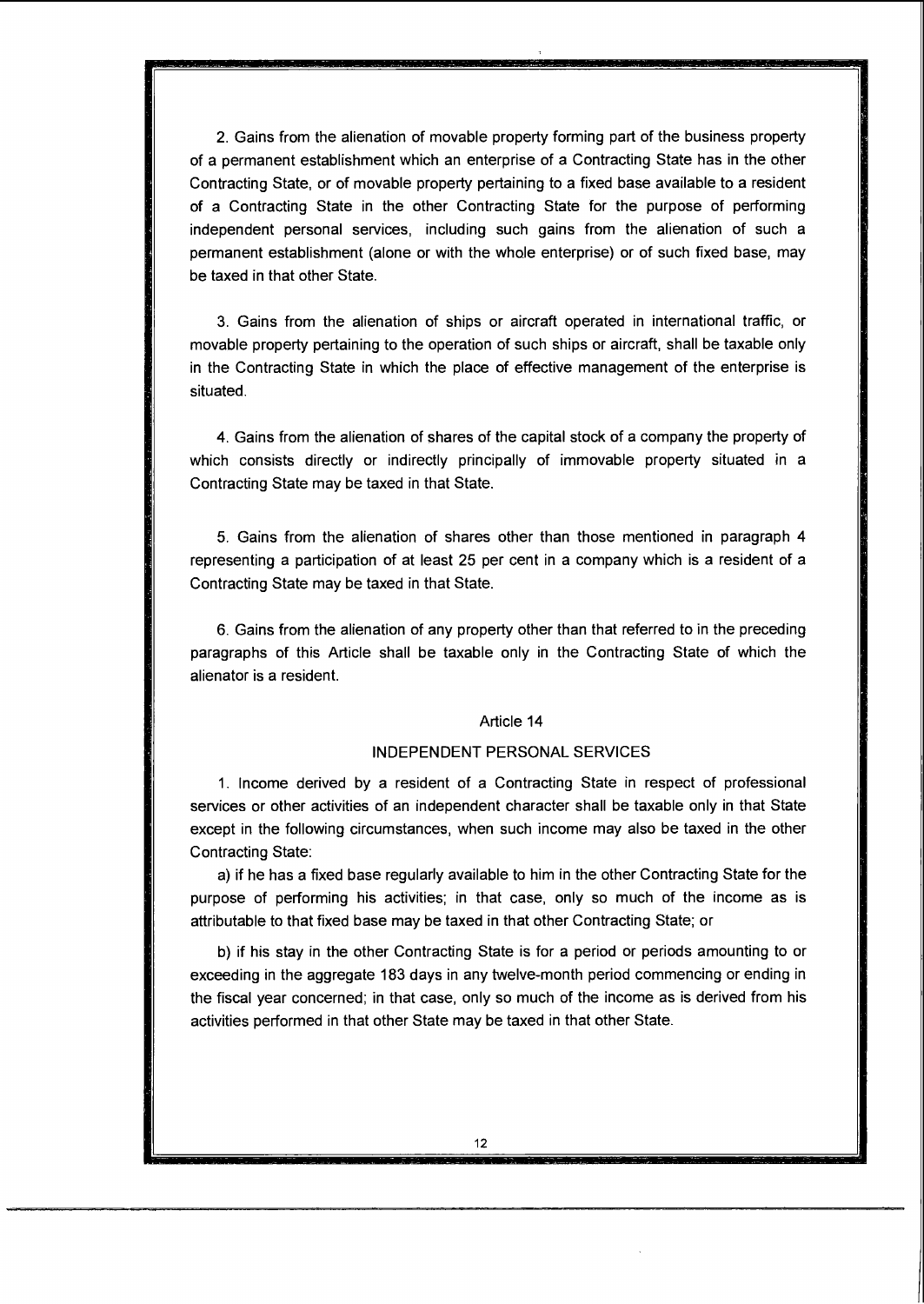2. Gains from the alienation of movable property forming part of the business property of a permanent establishment which an enterprise of a Contracting State has in the other Contracting State, or of movable property pertaining to a fixed base available to a resident of a Contracting State in the other Contracting State for the purpose of performing independent personal services, including such gains from the alienation of such a permanent establishment (alone or with the whole enterprise) or of such fixed base, may be taxed in that other State.

3. Gains from the alienation of ships or aircraft operated in international traffic, or movable property pertaining to the operation of such ships or aircraft, shall be taxable only in the Contracting State in which the place of effective management of the enterprise is situated.

4. Gains from the alienation of shares of the capital stock of a company the property of which consists directly or indirectly principally of immovable property situated in a Contracting State may be taxed in that State.

5. Gains from the alienation of shares other than those mentioned in paragraph 4 representing a participation of at least 25 per cent in a company which is a resident of a Contracting State may be taxed in that State.

6. Gains from the alienation of any property other than that referred to in the preceding paragraphs of this Article shall be taxable only in the Contracting State of which the alienator is a resident.

## Article 14

## INDEPENDENT PERSONAL SERVICES

1. Income derived by a resident of a Contracting State in respect of professional services or other activities of an independent character shall be taxable only in that State except in the following circumstances, when such income may also be taxed in the other Contracting State:

a) if he has a fixed base regularly available to him in the other Contracting State for the purpose of performing his activities; in that case, only so much of the income as is attributable to that fixed base may be taxed in that other Contracting State; or

b) if his stay in the other Contracting State is for a period or periods amounting to or exceeding in the aggregate 183 days in any twelve-month period commencing or ending in the fiscal year concerned; in that case, only so much of the income as is derived from his activities performed in that other State may be taxed in that other State.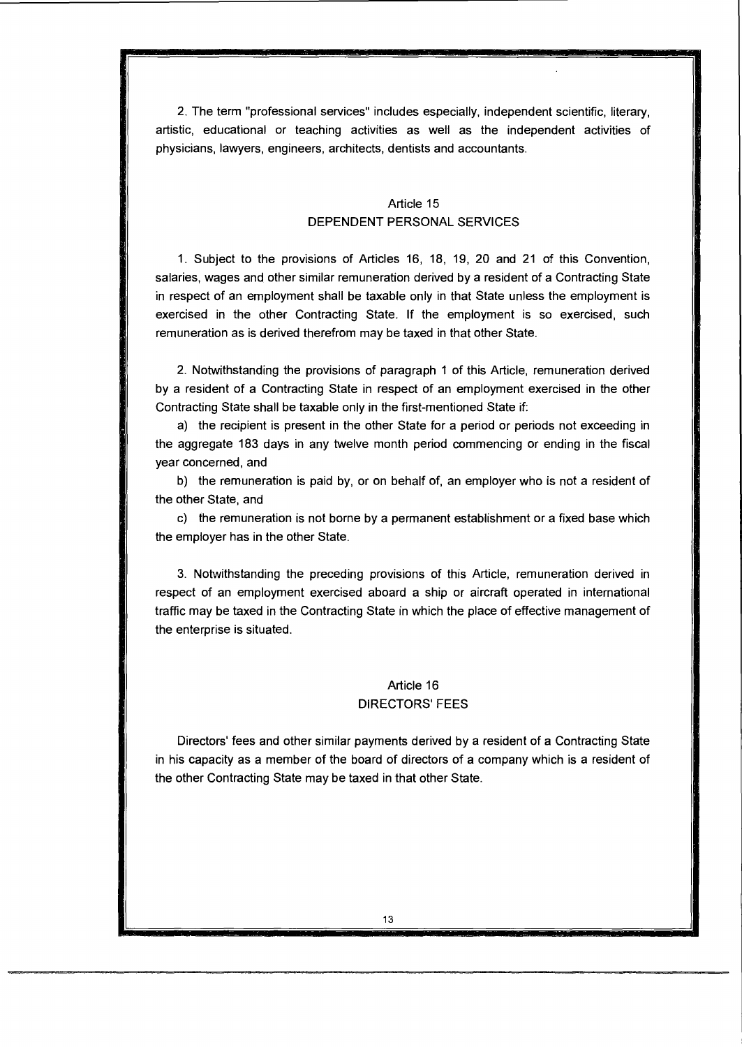2. The term "professional services" includes especially, independent scientific, literary, artistic, educational or teaching activities as well as the independent activities of physicians, lawyers, engineers, architects, dentists and accountants.

## Article 15
## DEPENDENT PERSONAL SERVICES

1. Subject to the provisions of Articles 16, 18, 19, 20 and 21 of this Convention, salaries, wages and other similar remuneration derived by a resident of a Contracting State in respect of an employment shall be taxable only in that State unless the employment is exercised in the other Contracting State. If the employment is so exercised, such remuneration as is derived therefrom may be taxed in that other State.

2. Notwithstanding the provisions of paragraph 1 of this Article, remuneration derived by a resident of a Contracting State in respect of an employment exercised in the other Contracting State shall be taxable only in the first-mentioned State if:

a) the recipient is present in the other State for a period or periods not exceeding in the aggregate 183 days in any twelve month period commencing or ending in the fiscal year concerned, and

b) the remuneration is paid by, or on behalf of, an employer who is not a resident of the other State, and

c) the remuneration is not borne by a permanent establishment or a fixed base which the employer has in the other State.

3. Notwithstanding the preceding provisions of this Article, remuneration derived in respect of an employment exercised aboard a ship or aircraft operated in international traffic may be taxed in the Contracting State in which the place of effective management of the enterprise is situated.

## Article 16
## DIRECTORS' FEES

Directors' fees and other similar payments derived by a resident of a Contracting State in his capacity as a member of the board of directors of a company which is a resident of the other Contracting State may be taxed in that other State.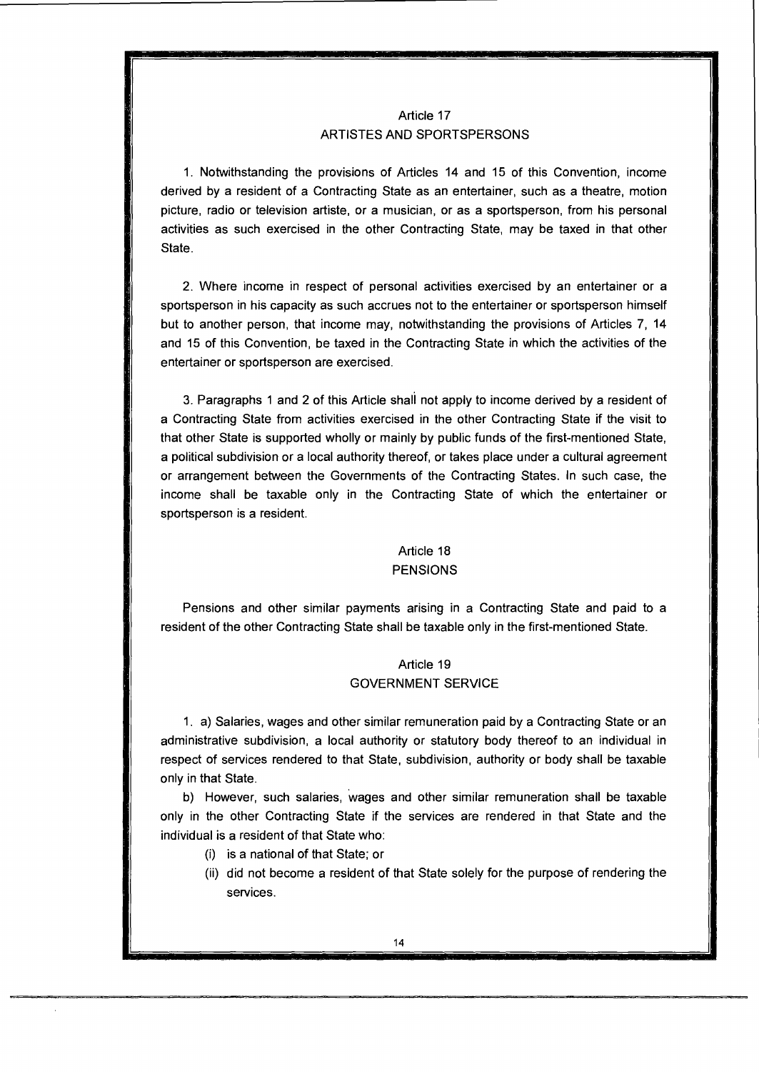## Article 17
## ARTISTES AND SPORTSPERSONS

1. Notwithstanding the provisions of Articles 14 and 15 of this Convention, income derived by a resident of a Contracting State as an entertainer, such as a theatre, motion picture, radio or television artiste, or a musician, or as a sportsperson, from his personal activities as such exercised in the other Contracting State, may be taxed in that other State.

2. Where income in respect of personal activities exercised by an entertainer or a sportsperson in his capacity as such accrues not to the entertainer or sportsperson himself but to another person, that income may, notwithstanding the provisions of Articles 7, 14 and 15 of this Convention, be taxed in the Contracting State in which the activities of the entertainer or sportsperson are exercised.

3. Paragraphs 1 and 2 of this Article shall not apply to income derived by a resident of a Contracting State from activities exercised in the other Contracting State if the visit to that other State is supported wholly or mainly by public funds of the first-mentioned State, a political subdivision or a local authority thereof, or takes place under a cultural agreement or arrangement between the Governments of the Contracting States. In such case, the income shall be taxable only in the Contracting State of which the entertainer or sportsperson is a resident.

## Article 18
## PENSIONS

Pensions and other similar payments arising in a Contracting State and paid to a resident of the other Contracting State shall be taxable only in the first-mentioned State.

## Article 19
## GOVERNMENT SERVICE

1. a) Salaries, wages and other similar remuneration paid by a Contracting State or an administrative subdivision, a local authority or statutory body thereof to an individual in respect of services rendered to that State, subdivision, authority or body shall be taxable only in that State.

b) However, such salaries, wages and other similar remuneration shall be taxable only in the other Contracting State if the services are rendered in that State and the individual is a resident of that State who:

(i) is a national of that State; or

(ii) did not become a resident of that State solely for the purpose of rendering the services.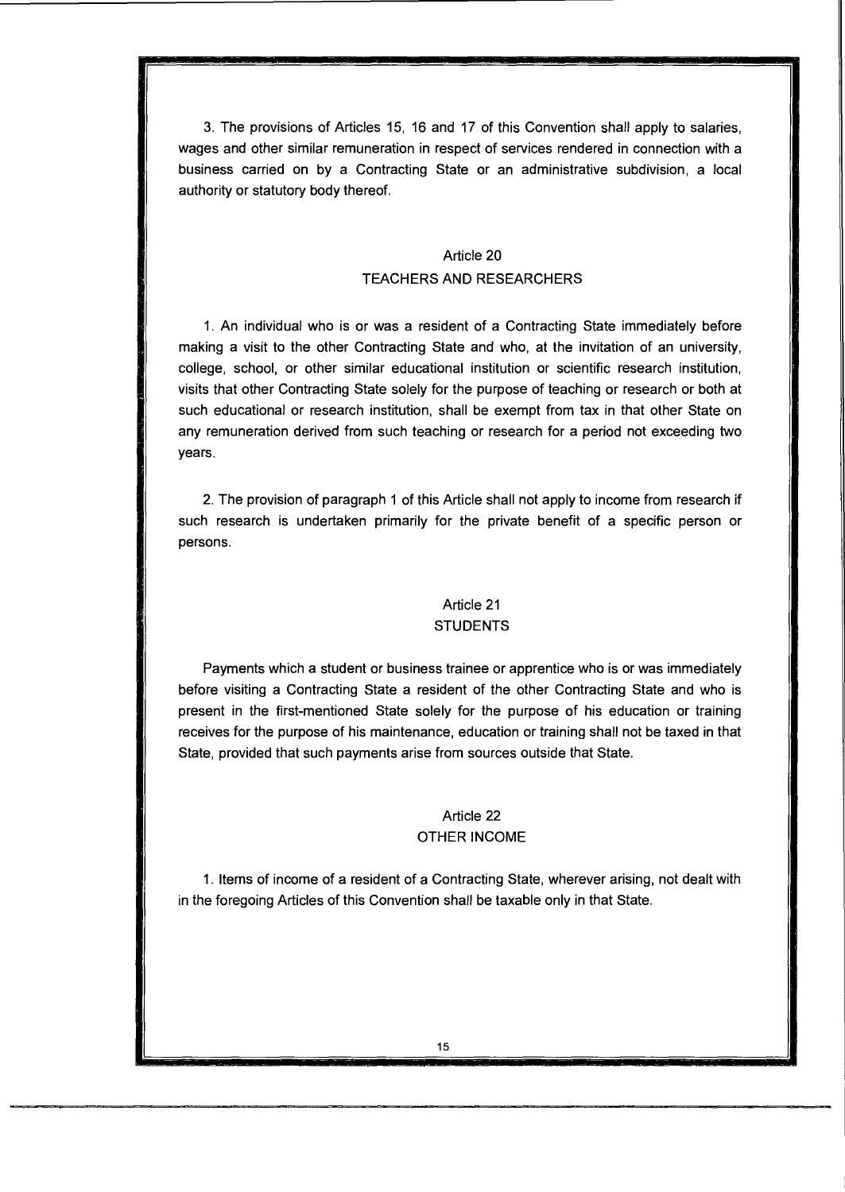3. The provisions of Articles 15, 16 and 17 of this Convention shall apply to salaries, wages and other similar remuneration in respect of services rendered in connection with a business carried on by a Contracting State or an administrative subdivision, a local authority or statutory body thereof.

## Article 20
## TEACHERS AND RESEARCHERS

1. An individual who is or was a resident of a Contracting State immediately before making a visit to the other Contracting State and who, at the invitation of an university, college, school, or other similar educational institution or scientific research institution, visits that other Contracting State solely for the purpose of teaching or research or both at such educational or research institution, shall be exempt from tax in that other State on any remuneration derived from such teaching or research for a period not exceeding two years.

2. The provision of paragraph 1 of this Article shall not apply to income from research if such research is undertaken primarily for the private benefit of a specific person or persons.

## Article 21
## STUDENTS

Payments which a student or business trainee or apprentice who is or was immediately before visiting a Contracting State a resident of the other Contracting State and who is present in the first-mentioned State solely for the purpose of his education or training receives for the purpose of his maintenance, education or training shall not be taxed in that State, provided that such payments arise from sources outside that State.

## Article 22
## OTHER INCOME

1. Items of income of a resident of a Contracting State, wherever arising, not dealt with in the foregoing Articles of this Convention shall be taxable only in that State.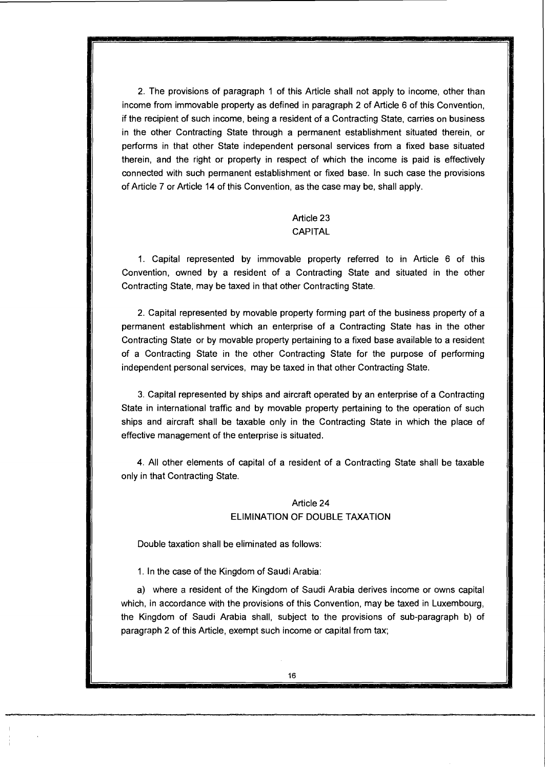2. The provisions of paragraph 1 of this Article shall not apply to income, other than income from immovable property as defined in paragraph 2 of Article 6 of this Convention, if the recipient of such income, being a resident of a Contracting State, carries on business in the other Contracting State through a permanent establishment situated therein, or performs in that other State independent personal services from a fixed base situated therein, and the right or property in respect of which the income is paid is effectively connected with such permanent establishment or fixed base. In such case the provisions of Article 7 or Article 14 of this Convention, as the case may be, shall apply.

## Article 23
## CAPITAL

1. Capital represented by immovable property referred to in Article 6 of this Convention, owned by a resident of a Contracting State and situated in the other Contracting State, may be taxed in that other Contracting State.

2. Capital represented by movable property forming part of the business property of a permanent establishment which an enterprise of a Contracting State has in the other Contracting State or by movable property pertaining to a fixed base available to a resident of a Contracting State in the other Contracting State for the purpose of performing independent personal services, may be taxed in that other Contracting State.

3. Capital represented by ships and aircraft operated by an enterprise of a Contracting State in international traffic and by movable property pertaining to the operation of such ships and aircraft shall be taxable only in the Contracting State in which the place of effective management of the enterprise is situated.

4. All other elements of capital of a resident of a Contracting State shall be taxable only in that Contracting State.

## Article 24
## ELIMINATION OF DOUBLE TAXATION

Double taxation shall be eliminated as follows:

1. In the case of the Kingdom of Saudi Arabia:

a) where a resident of the Kingdom of Saudi Arabia derives income or owns capital which, in accordance with the provisions of this Convention, may be taxed in Luxembourg, the Kingdom of Saudi Arabia shall, subject to the provisions of sub-paragraph b) of paragraph 2 of this Article, exempt such income or capital from tax;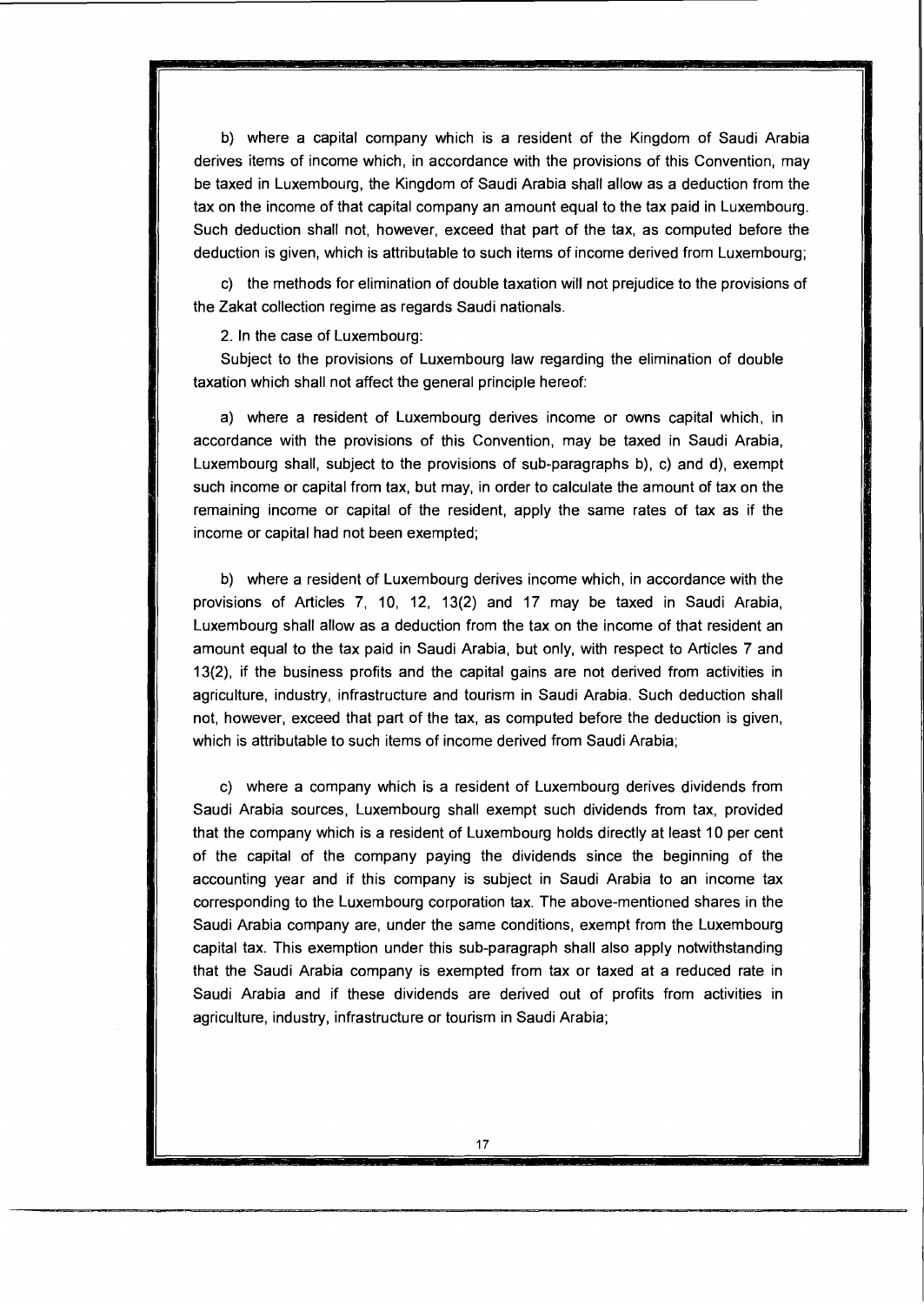b) where a capital company which is a resident of the Kingdom of Saudi Arabia derives items of income which, in accordance with the provisions of this Convention, may be taxed in Luxembourg, the Kingdom of Saudi Arabia shall allow as a deduction from the tax on the income of that capital company an amount equal to the tax paid in Luxembourg. Such deduction shall not, however, exceed that part of the tax, as computed before the deduction is given, which is attributable to such items of income derived from Luxembourg;

c) the methods for elimination of double taxation will not prejudice to the provisions of the Zakat collection regime as regards Saudi nationals.

2. In the case of Luxembourg:

Subject to the provisions of Luxembourg law regarding the elimination of double taxation which shall not affect the general principle hereof:

a) where a resident of Luxembourg derives income or owns capital which, in accordance with the provisions of this Convention, may be taxed in Saudi Arabia, Luxembourg shall, subject to the provisions of sub-paragraphs b), c) and d), exempt such income or capital from tax, but may, in order to calculate the amount of tax on the remaining income or capital of the resident, apply the same rates of tax as if the income or capital had not been exempted;

b) where a resident of Luxembourg derives income which, in accordance with the provisions of Articles 7, 10, 12, 13(2) and 17 may be taxed in Saudi Arabia, Luxembourg shall allow as a deduction from the tax on the income of that resident an amount equal to the tax paid in Saudi Arabia, but only, with respect to Articles 7 and 13(2), if the business profits and the capital gains are not derived from activities in agriculture, industry, infrastructure and tourism in Saudi Arabia. Such deduction shall not, however, exceed that part of the tax, as computed before the deduction is given, which is attributable to such items of income derived from Saudi Arabia;

c) where a company which is a resident of Luxembourg derives dividends from Saudi Arabia sources, Luxembourg shall exempt such dividends from tax, provided that the company which is a resident of Luxembourg holds directly at least 10 per cent of the capital of the company paying the dividends since the beginning of the accounting year and if this company is subject in Saudi Arabia to an income tax corresponding to the Luxembourg corporation tax. The above-mentioned shares in the Saudi Arabia company are, under the same conditions, exempt from the Luxembourg capital tax. This exemption under this sub-paragraph shall also apply notwithstanding that the Saudi Arabia company is exempted from tax or taxed at a reduced rate in Saudi Arabia and if these dividends are derived out of profits from activities in agriculture, industry, infrastructure or tourism in Saudi Arabia;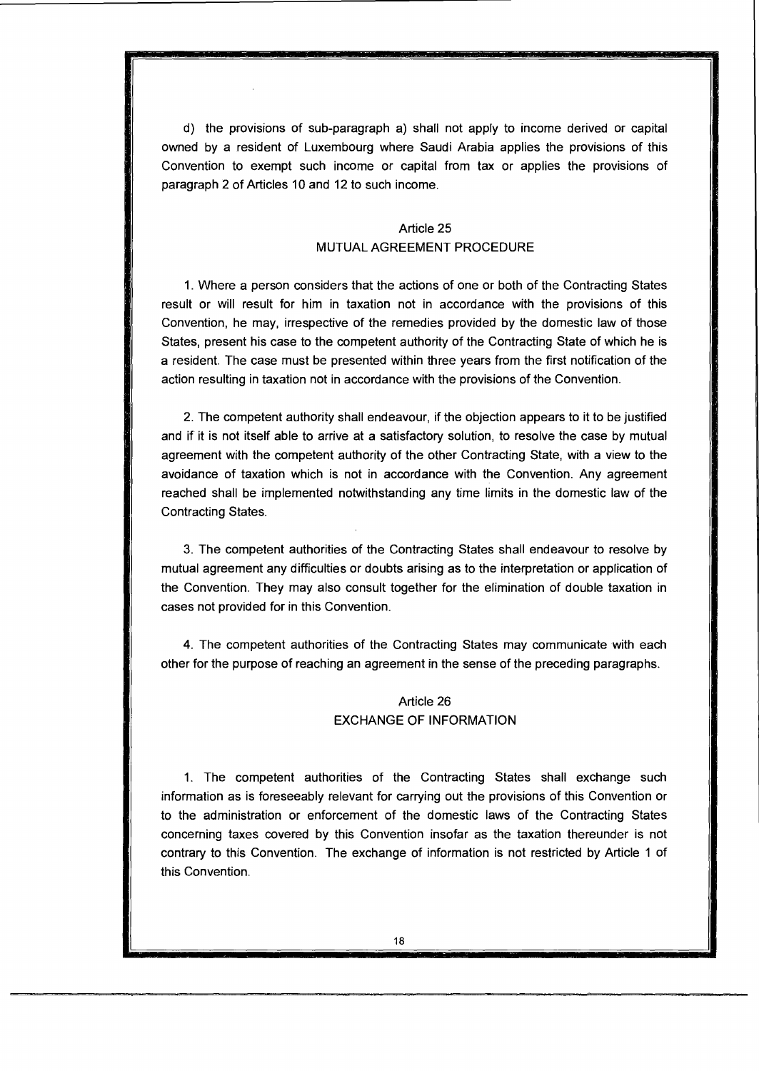d) the provisions of sub-paragraph a) shall not apply to income derived or capital owned by a resident of Luxembourg where Saudi Arabia applies the provisions of this Convention to exempt such income or capital from tax or applies the provisions of paragraph 2 of Articles 10 and 12 to such income.

## Article 25
## MUTUAL AGREEMENT PROCEDURE

1. Where a person considers that the actions of one or both of the Contracting States result or will result for him in taxation not in accordance with the provisions of this Convention, he may, irrespective of the remedies provided by the domestic law of those States, present his case to the competent authority of the Contracting State of which he is a resident. The case must be presented within three years from the first notification of the action resulting in taxation not in accordance with the provisions of the Convention.

2. The competent authority shall endeavour, if the objection appears to it to be justified and if it is not itself able to arrive at a satisfactory solution, to resolve the case by mutual agreement with the competent authority of the other Contracting State, with a view to the avoidance of taxation which is not in accordance with the Convention. Any agreement reached shall be implemented notwithstanding any time limits in the domestic law of the Contracting States.

3. The competent authorities of the Contracting States shall endeavour to resolve by mutual agreement any difficulties or doubts arising as to the interpretation or application of the Convention. They may also consult together for the elimination of double taxation in cases not provided for in this Convention.

4. The competent authorities of the Contracting States may communicate with each other for the purpose of reaching an agreement in the sense of the preceding paragraphs.

## Article 26
## EXCHANGE OF INFORMATION

1. The competent authorities of the Contracting States shall exchange such information as is foreseeably relevant for carrying out the provisions of this Convention or to the administration or enforcement of the domestic laws of the Contracting States concerning taxes covered by this Convention insofar as the taxation thereunder is not contrary to this Convention. The exchange of information is not restricted by Article 1 of this Convention.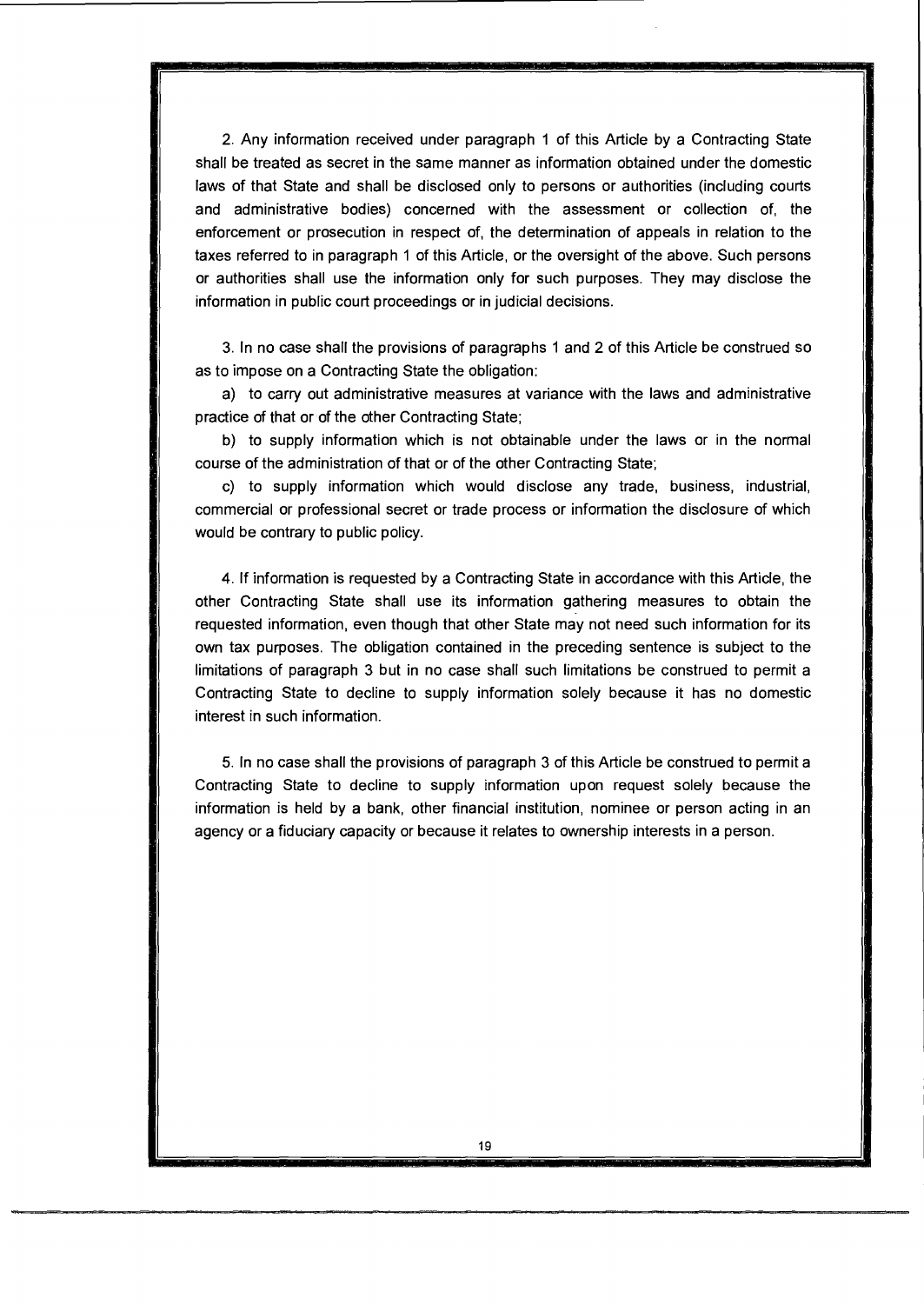2. Any information received under paragraph 1 of this Article by a Contracting State shall be treated as secret in the same manner as information obtained under the domestic laws of that State and shall be disclosed only to persons or authorities (including courts and administrative bodies) concerned with the assessment or collection of, the enforcement or prosecution in respect of, the determination of appeals in relation to the taxes referred to in paragraph 1 of this Article, or the oversight of the above. Such persons or authorities shall use the information only for such purposes. They may disclose the information in public court proceedings or in judicial decisions.

3. In no case shall the provisions of paragraphs 1 and 2 of this Article be construed so as to impose on a Contracting State the obligation:

a) to carry out administrative measures at variance with the laws and administrative practice of that or of the other Contracting State;

b) to supply information which is not obtainable under the laws or in the normal course of the administration of that or of the other Contracting State;

c) to supply information which would disclose any trade, business, industrial, commercial or professional secret or trade process or information the disclosure of which would be contrary to public policy.

4. If information is requested by a Contracting State in accordance with this Article, the other Contracting State shall use its information gathering measures to obtain the requested information, even though that other State may not need such information for its own tax purposes. The obligation contained in the preceding sentence is subject to the limitations of paragraph 3 but in no case shall such limitations be construed to permit a Contracting State to decline to supply information solely because it has no domestic interest in such information.

5. In no case shall the provisions of paragraph 3 of this Article be construed to permit a Contracting State to decline to supply information upon request solely because the information is held by a bank, other financial institution, nominee or person acting in an agency or a fiduciary capacity or because it relates to ownership interests in a person.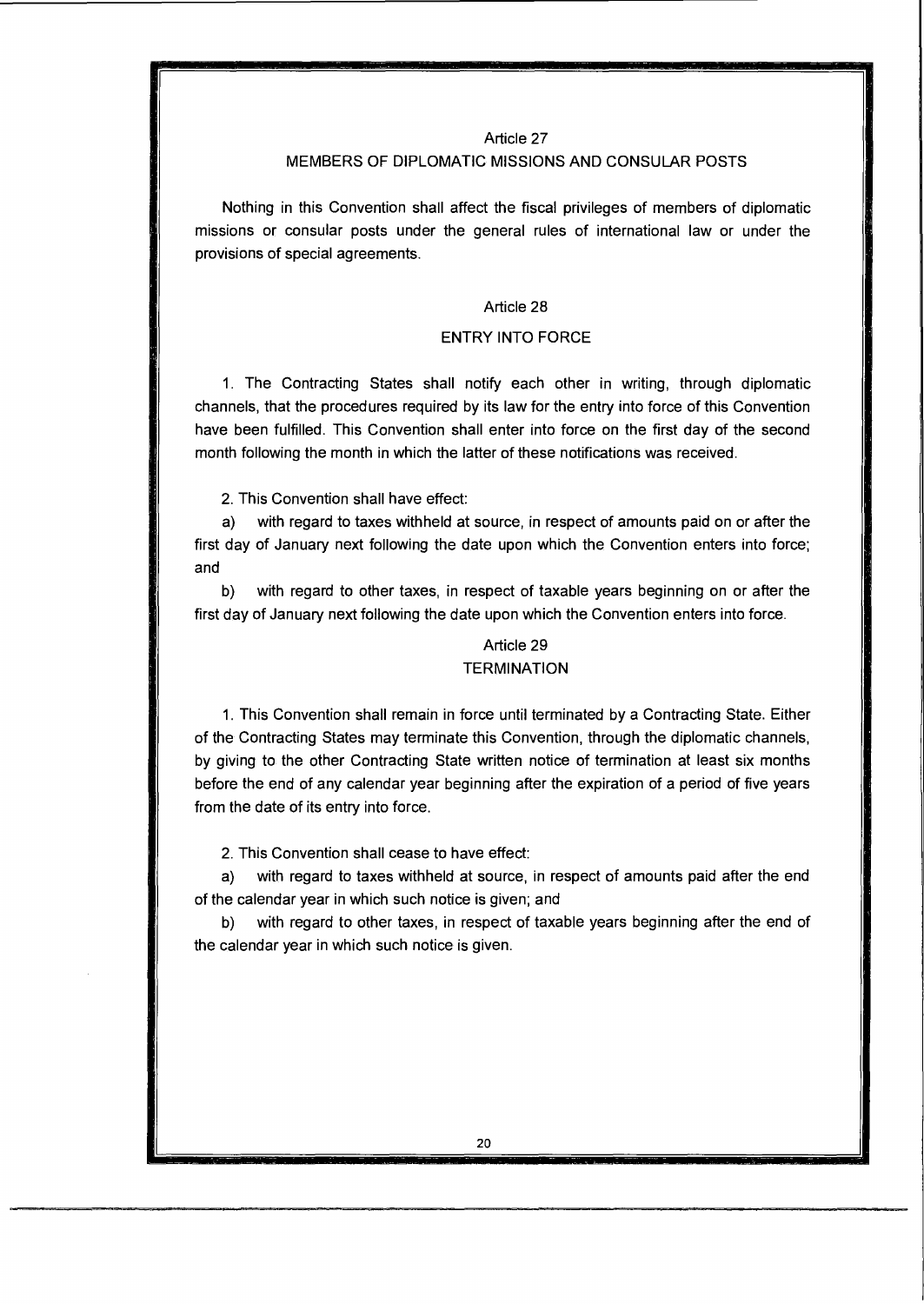## Article 27

## MEMBERS OF DIPLOMATIC MISSIONS AND CONSULAR POSTS

Nothing in this Convention shall affect the fiscal privileges of members of diplomatic missions or consular posts under the general rules of international law or under the provisions of special agreements.

## Article 28

## ENTRY INTO FORCE

1. The Contracting States shall notify each other in writing, through diplomatic channels, that the procedures required by its law for the entry into force of this Convention have been fulfilled. This Convention shall enter into force on the first day of the second month following the month in which the latter of these notifications was received.

2. This Convention shall have effect:

a) with regard to taxes withheld at source, in respect of amounts paid on or after the first day of January next following the date upon which the Convention enters into force; and

b) with regard to other taxes, in respect of taxable years beginning on or after the first day of January next following the date upon which the Convention enters into force.

## Article 29

## TERMINATION

1. This Convention shall remain in force until terminated by a Contracting State. Either of the Contracting States may terminate this Convention, through the diplomatic channels, by giving to the other Contracting State written notice of termination at least six months before the end of any calendar year beginning after the expiration of a period of five years from the date of its entry into force.

2. This Convention shall cease to have effect:

a) with regard to taxes withheld at source, in respect of amounts paid after the end of the calendar year in which such notice is given; and

b) with regard to other taxes, in respect of taxable years beginning after the end of the calendar year in which such notice is given.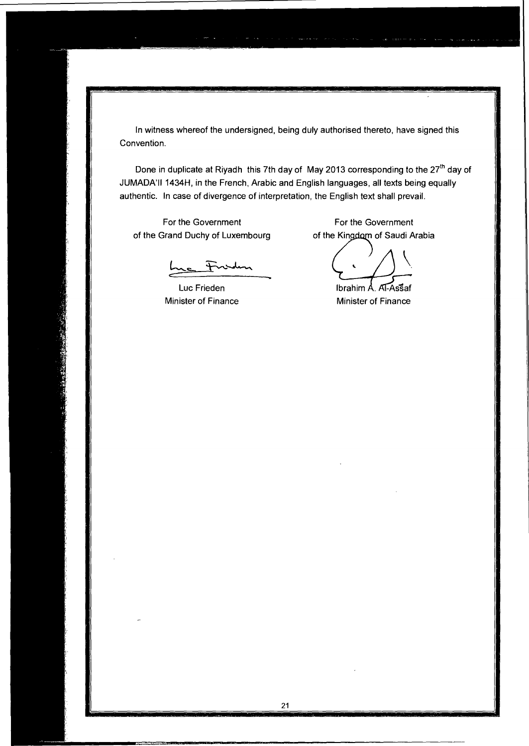In witness whereof the undersigned, being duly authorised thereto, have signed this Convention.

Done in duplicate at Riyadh this 7th day of May 2013 corresponding to the 27th day of JUMADA'II 1434H, in the French, Arabic and English languages, all texts being equally authentic. In case of divergence of interpretation, the English text shall prevail.

| For the Government of the Grand Duchy of Luxembourg | For the Government of the Kingdom of Saudi Arabia |
| --- | --- |
| Luc Frieden | Ibrahim A. Al-Assaf |
| Minister of Finance | Minister of Finance |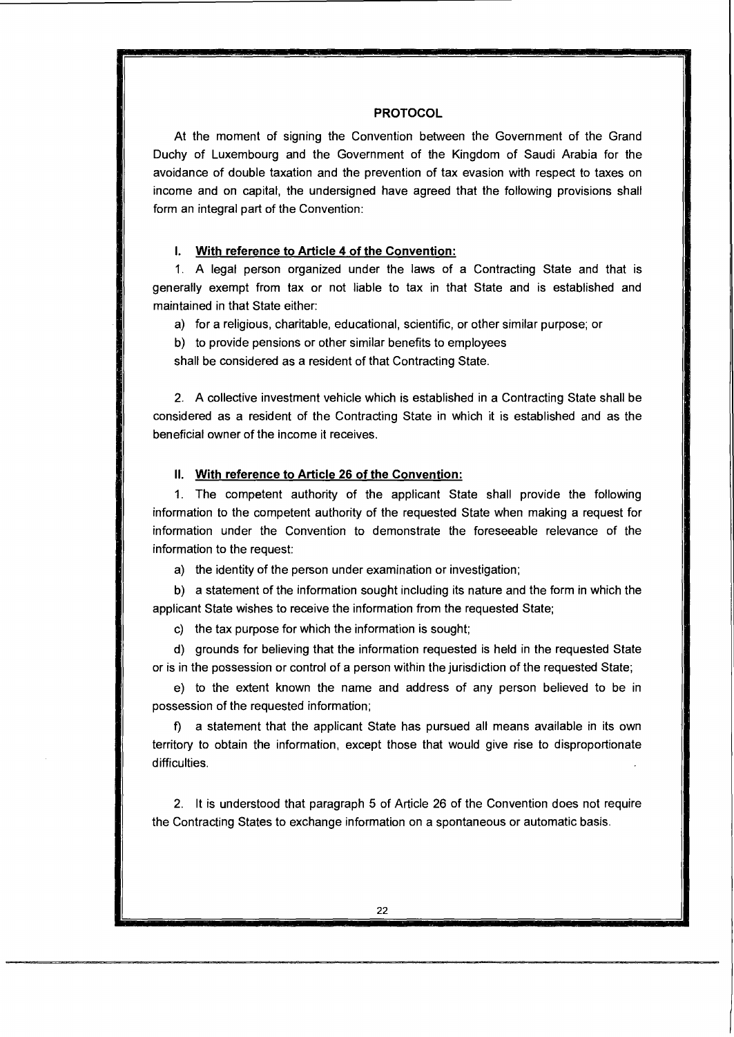## PROTOCOL

At the moment of signing the Convention between the Government of the Grand Duchy of Luxembourg and the Government of the Kingdom of Saudi Arabia for the avoidance of double taxation and the prevention of tax evasion with respect to taxes on income and on capital, the undersigned have agreed that the following provisions shall form an integral part of the Convention:

### I. <u>With reference to Article 4 of the Convention:</u>

1. A legal person organized under the laws of a Contracting State and that is generally exempt from tax or not liable to tax in that State and is established and maintained in that State either:

a) for a religious, charitable, educational, scientific, or other similar purpose; or

b) to provide pensions or other similar benefits to employees

shall be considered as a resident of that Contracting State.

2. A collective investment vehicle which is established in a Contracting State shall be considered as a resident of the Contracting State in which it is established and as the beneficial owner of the income it receives.

### II. <u>With reference to Article 26 of the Convention:</u>

1. The competent authority of the applicant State shall provide the following information to the competent authority of the requested State when making a request for information under the Convention to demonstrate the foreseeable relevance of the information to the request:

a) the identity of the person under examination or investigation;

b) a statement of the information sought including its nature and the form in which the applicant State wishes to receive the information from the requested State;

c) the tax purpose for which the information is sought;

d) grounds for believing that the information requested is held in the requested State or is in the possession or control of a person within the jurisdiction of the requested State;

e) to the extent known the name and address of any person believed to be in possession of the requested information;

f) a statement that the applicant State has pursued all means available in its own territory to obtain the information, except those that would give rise to disproportionate difficulties.

2. It is understood that paragraph 5 of Article 26 of the Convention does not require the Contracting States to exchange information on a spontaneous or automatic basis.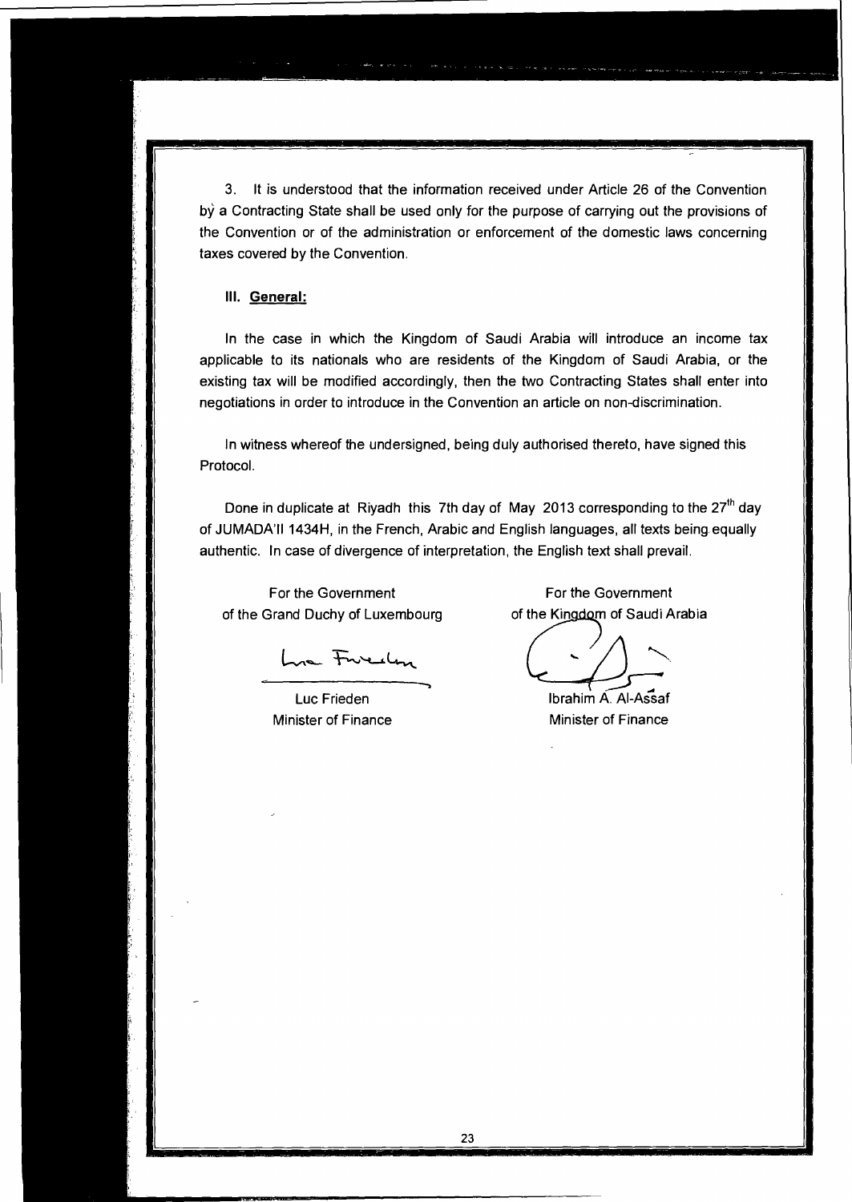3. It is understood that the information received under Article 26 of the Convention by a Contracting State shall be used only for the purpose of carrying out the provisions of the Convention or of the administration or enforcement of the domestic laws concerning taxes covered by the Convention.

**III. General:**

In the case in which the Kingdom of Saudi Arabia will introduce an income tax applicable to its nationals who are residents of the Kingdom of Saudi Arabia, or the existing tax will be modified accordingly, then the two Contracting States shall enter into negotiations in order to introduce in the Convention an article on non-discrimination.

In witness whereof the undersigned, being duly authorised thereto, have signed this Protocol.

Done in duplicate at Riyadh this 7th day of May 2013 corresponding to the 27th day of JUMADA'II 1434H, in the French, Arabic and English languages, all texts being equally authentic. In case of divergence of interpretation, the English text shall prevail.

| | |
|---|---|
| For the Government of the Grand Duchy of Luxembourg | For the Government of the Kingdom of Saudi Arabia |
| Luc Frieden | Ibrahim A. Al-Assaf |
| Minister of Finance | Minister of Finance |